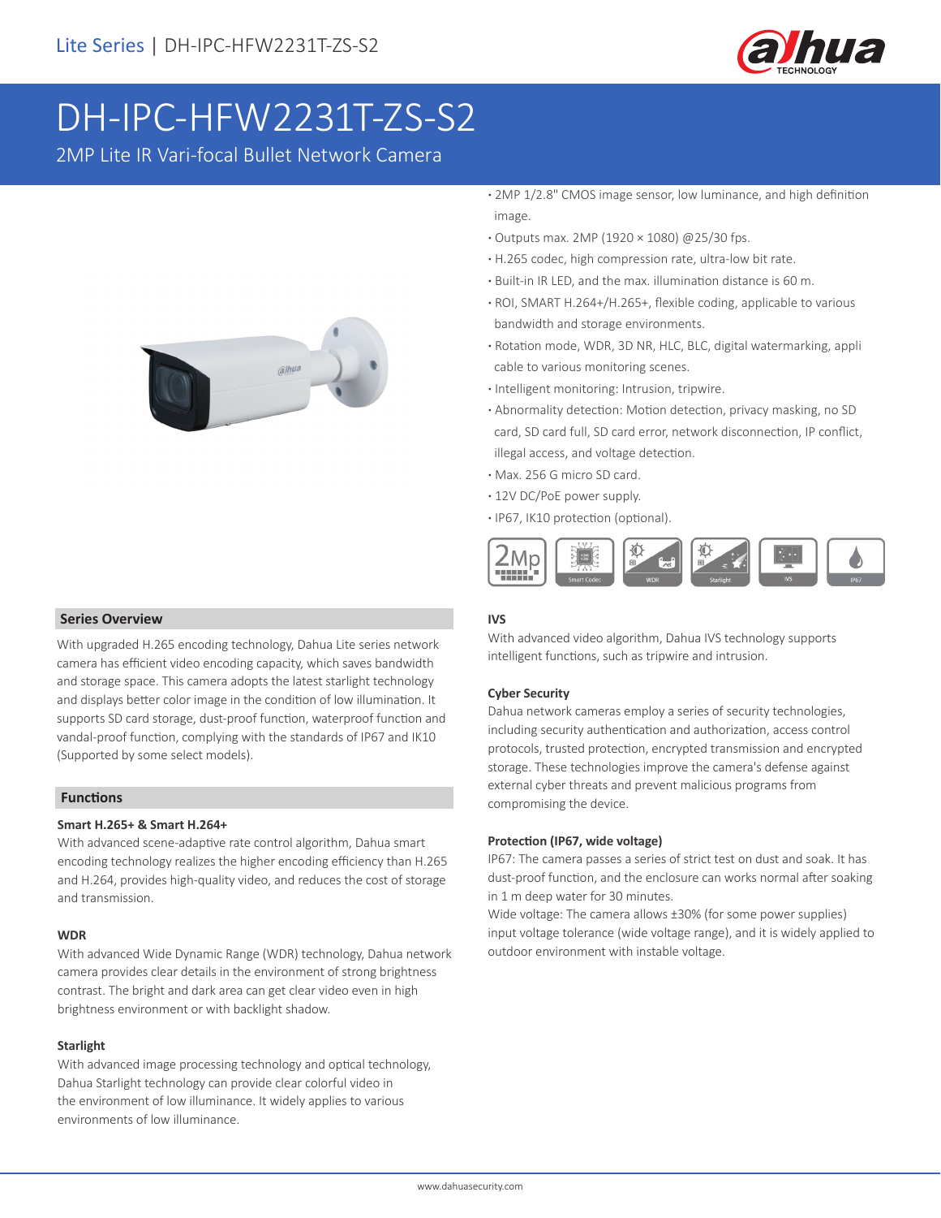# DH-IPC-HFW2231T-ZS-S2

2MP Lite IR Vari-focal Bullet Network Camera

- 2MP 1/2.8" CMOS image sensor, low luminance, and high definition image.
- Outputs max. 2MP (1920 × 1080) @25/30 fps.
- H.265 codec, high compression rate, ultra-low bit rate.
- Built-in IR LED, and the max. illumination distance is 60 m.
- ROI, SMART H.264+/H.265+, flexible coding, applicable to various bandwidth and storage environments.
- Rotation mode, WDR, 3D NR, HLC, BLC, digital watermarking, appli cable to various monitoring scenes.
- Intelligent monitoring: Intrusion, tripwire.
- Abnormality detection: Motion detection, privacy masking, no SD card, SD card full, SD card error, network disconnection, IP conflict, illegal access, and voltage detection.
- Max. 256 G micro SD card.
- 12V DC/PoE power supply.
- IP67, IK10 protection (optional).

## Series Overview

With upgraded H.265 encoding technology, Dahua Lite series network camera has efficient video encoding capacity, which saves bandwidth and storage space. This camera adopts the latest starlight technology and displays better color image in the condition of low illumination. It supports SD card storage, dust-proof function, waterproof function and vandal-proof function, complying with the standards of IP67 and IK10 (Supported by some select models).

## Functions

### Smart H.265+ & Smart H.264+

With advanced scene-adaptive rate control algorithm, Dahua smart encoding technology realizes the higher encoding efficiency than H.265 and H.264, provides high-quality video, and reduces the cost of storage and transmission.

### WDR

With advanced Wide Dynamic Range (WDR) technology, Dahua network camera provides clear details in the environment of strong brightness contrast. The bright and dark area can get clear video even in high brightness environment or with backlight shadow.

### Starlight

With advanced image processing technology and optical technology, Dahua Starlight technology can provide clear colorful video in the environment of low illuminance. It widely applies to various environments of low illuminance.

### IVS

With advanced video algorithm, Dahua IVS technology supports intelligent functions, such as tripwire and intrusion.

### Cyber Security

Dahua network cameras employ a series of security technologies, including security authentication and authorization, access control protocols, trusted protection, encrypted transmission and encrypted storage. These technologies improve the camera's defense against external cyber threats and prevent malicious programs from compromising the device.

### Protection (IP67, wide voltage)

IP67: The camera passes a series of strict test on dust and soak. It has dust-proof function, and the enclosure can works normal after soaking in 1 m deep water for 30 minutes.

Wide voltage: The camera allows ±30% (for some power supplies) input voltage tolerance (wide voltage range), and it is widely applied to outdoor environment with instable voltage.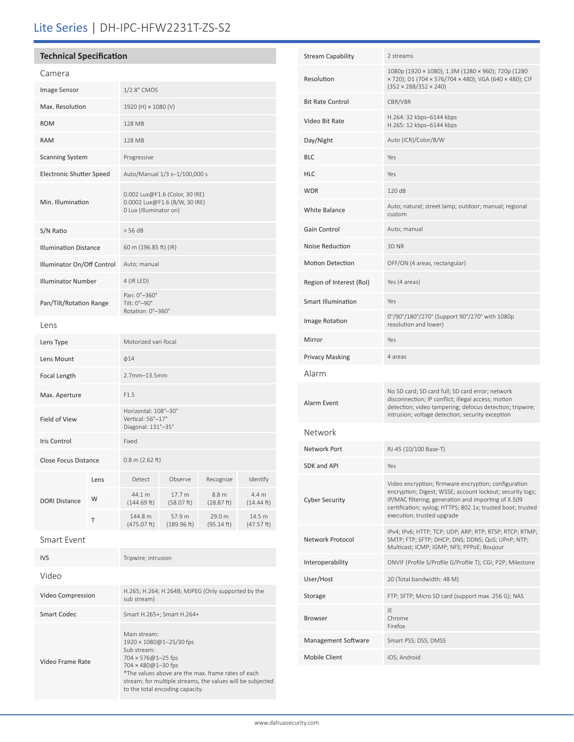# Lite Series | DH-IPC-HFW2231T-ZS-S2

## Technical Specification

### Camera

| | |
|---|---|
| Image Sensor | 1/2.8" CMOS |
| Max. Resolution | 1920 (H) × 1080 (V) |
| ROM | 128 MB |
| RAM | 128 MB |
| Scanning System | Progressive |
| Electronic Shutter Speed | Auto/Manual 1/3 s–1/100,000 s |
| Min. Illumination | 0.002 Lux@F1.6 (Color, 30 IRE)<br>0.0002 Lux@F1.6 (B/W, 30 IRE)<br>0 Lux (Illuminator on) |
| S/N Ratio | > 56 dB |
| Illumination Distance | 60 m (196.85 ft) (IR) |
| Illuminator On/Off Control | Auto; manual |
| Illuminator Number | 4 (IR LED) |
| Pan/Tilt/Rotation Range | Pan: 0°–360°<br>Tilt: 0°–90°<br>Rotation: 0°–360° |

### Lens

| | |
|---|---|
| Lens Type | Motorized vari-focal |
| Lens Mount | ϕ14 |
| Focal Length | 2.7mm–13.5mm |
| Max. Aperture | F1.5 |
| Field of View | Horizontal: 108°–30°<br>Vertical: 56°–17°<br>Diagonal: 131°–35° |
| Iris Control | Fixed |
| Close Focus Distance | 0.8 m (2.62 ft) |

| | Lens | Detect | Observe | Recognize | Identify |
|---|---|---|---|---|---|
| DORI Distance | W | 44.1 m (144.69 ft) | 17.7 m (58.07 ft) | 8.8 m (28.87 ft) | 4.4 m (14.44 ft) |
| | T | 144.8 m (475.07 ft) | 57.9 m (189.96 ft) | 29.0 m (95.14 ft) | 14.5 m (47.57 ft) |

### Smart Event

| | |
|---|---|
| IVS | Tripwire; intrusion |

### Video

| | |
|---|---|
| Video Compression | H.265; H.264; H.264B; MJPEG (Only supported by the sub stream) |
| Smart Codec | Smart H.265+; Smart H.264+ |
| Video Frame Rate | Main stream:<br>1920 × 1080@1–25/30 fps<br>Sub stream:<br>704 × 576@1–25 fps<br>704 × 480@1–30 fps<br>*The values above are the max. frame rates of each stream; for multiple streams, the values will be subjected to the total encoding capacity. |
| Stream Capability | 2 streams |
| Resolution | 1080p (1920 × 1080); 1.3M (1280 × 960); 720p (1280 × 720); D1 (704 × 576/704 × 480); VGA (640 × 480); CIF (352 × 288/352 × 240) |
| Bit Rate Control | CBR/VBR |
| Video Bit Rate | H.264: 32 kbps–6144 kbps<br>H.265: 12 kbps–6144 kbps |
| Day/Night | Auto (ICR)/Color/B/W |
| BLC | Yes |
| HLC | Yes |
| WDR | 120 dB |
| White Balance | Auto; natural; street lamp; outdoor; manual; regional custom |
| Gain Control | Auto; manual |
| Noise Reduction | 3D NR |
| Motion Detection | OFF/ON (4 areas, rectangular) |
| Region of Interest (RoI) | Yes (4 areas) |
| Smart Illumination | Yes |
| Image Rotation | 0°/90°/180°/270° (Support 90°/270° with 1080p resolution and lower) |
| Mirror | Yes |
| Privacy Masking | 4 areas |

### Alarm

| | |
|---|---|
| Alarm Event | No SD card; SD card full; SD card error; network disconnection; IP conflict; illegal access; motion detection; video tampering; defocus detection; tripwire; intrusion; voltage detection; security exception |

### Network

| | |
|---|---|
| Network Port | RJ-45 (10/100 Base-T) |
| SDK and API | Yes |
| Cyber Security | Video encryption; firmware encryption; configuration encryption; Digest; WSSE; account lockout; security logs; IP/MAC filtering; generation and importing of X.509 certification; syslog; HTTPS; 802.1x; trusted boot; trusted execution; trusted upgrade |
| Network Protocol | IPv4; IPv6; HTTP; TCP; UDP; ARP; RTP; RTSP; RTCP; RTMP; SMTP; FTP; SFTP; DHCP; DNS; DDNS; QoS; UPnP; NTP; Multicast; ICMP; IGMP; NFS; PPPoE; Boujour |
| Interoperability | ONVIF (Profile S/Profile G/Profile T); CGI; P2P; Milestone |
| User/Host | 20 (Total bandwidth: 48 M) |
| Storage | FTP; SFTP; Micro SD card (support max. 256 G); NAS |
| Browser | IE<br>Chrome<br>Firefox |
| Management Software | Smart PSS; DSS; DMSS |
| Mobile Client | IOS; Android |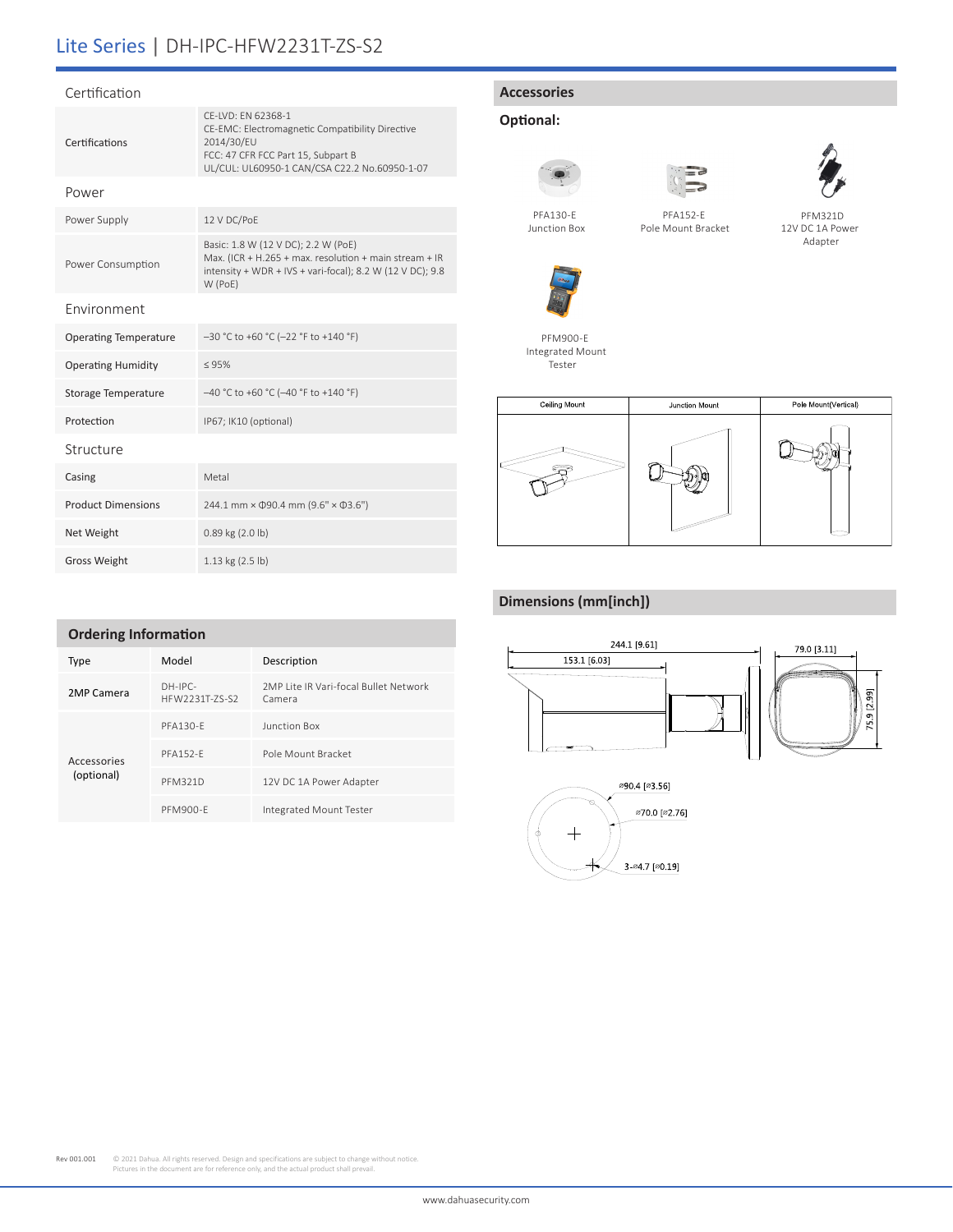# Lite Series | DH-IPC-HFW2231T-ZS-S2

## Certification

| | |
|---|---|
| Certifications | CE-LVD: EN 62368-1<br>CE-EMC: Electromagnetic Compatibility Directive 2014/30/EU<br>FCC: 47 CFR FCC Part 15, Subpart B<br>UL/CUL: UL60950-1 CAN/CSA C22.2 No.60950-1-07 |

## Power

| | |
|---|---|
| Power Supply | 12 V DC/PoE |
| Power Consumption | Basic: 1.8 W (12 V DC); 2.2 W (PoE)<br>Max. (ICR + H.265 + max. resolution + main stream + IR intensity + WDR + IVS + vari-focal); 8.2 W (12 V DC); 9.8 W (PoE) |

## Environment

| | |
|---|---|
| Operating Temperature | –30 °C to +60 °C (–22 °F to +140 °F) |
| Operating Humidity | ≤ 95% |
| Storage Temperature | –40 °C to +60 °C (–40 °F to +140 °F) |
| Protection | IP67; IK10 (optional) |

## Structure

| | |
|---|---|
| Casing | Metal |
| Product Dimensions | 244.1 mm × Φ90.4 mm (9.6" × Φ3.6") |
| Net Weight | 0.89 kg (2.0 lb) |
| Gross Weight | 1.13 kg (2.5 lb) |

## Ordering Information

| Type | Model | Description |
|---|---|---|
| 2MP Camera | DH-IPC-HFW2231T-ZS-S2 | 2MP Lite IR Vari-focal Bullet Network Camera |
| Accessories (optional) | PFA130-E | Junction Box |
| | PFA152-E | Pole Mount Bracket |
| | PFM321D | 12V DC 1A Power Adapter |
| | PFM900-E | Integrated Mount Tester |

## Accessories

**Optional:**

PFA130-E
Junction Box

PFA152-E
Pole Mount Bracket

PFM321D
12V DC 1A Power Adapter

PFM900-E
Integrated Mount Tester

| Ceiling Mount | Junction Mount | Pole Mount(Vertical) |
|---|---|---|

## Dimensions (mm[inch])

244.1 [9.61]
153.1 [6.03]
79.0 [3.11]
75.9 [2.99]
⌀90.4 [⌀3.56]
⌀70.0 [⌀2.76]
3-⌀4.7 [⌀0.19]

Rev 001.001 © 2021 Dahua. All rights reserved. Design and specifications are subject to change without notice.
Pictures in the document are for reference only, and the actual product shall prevail.

www.dahuasecurity.com